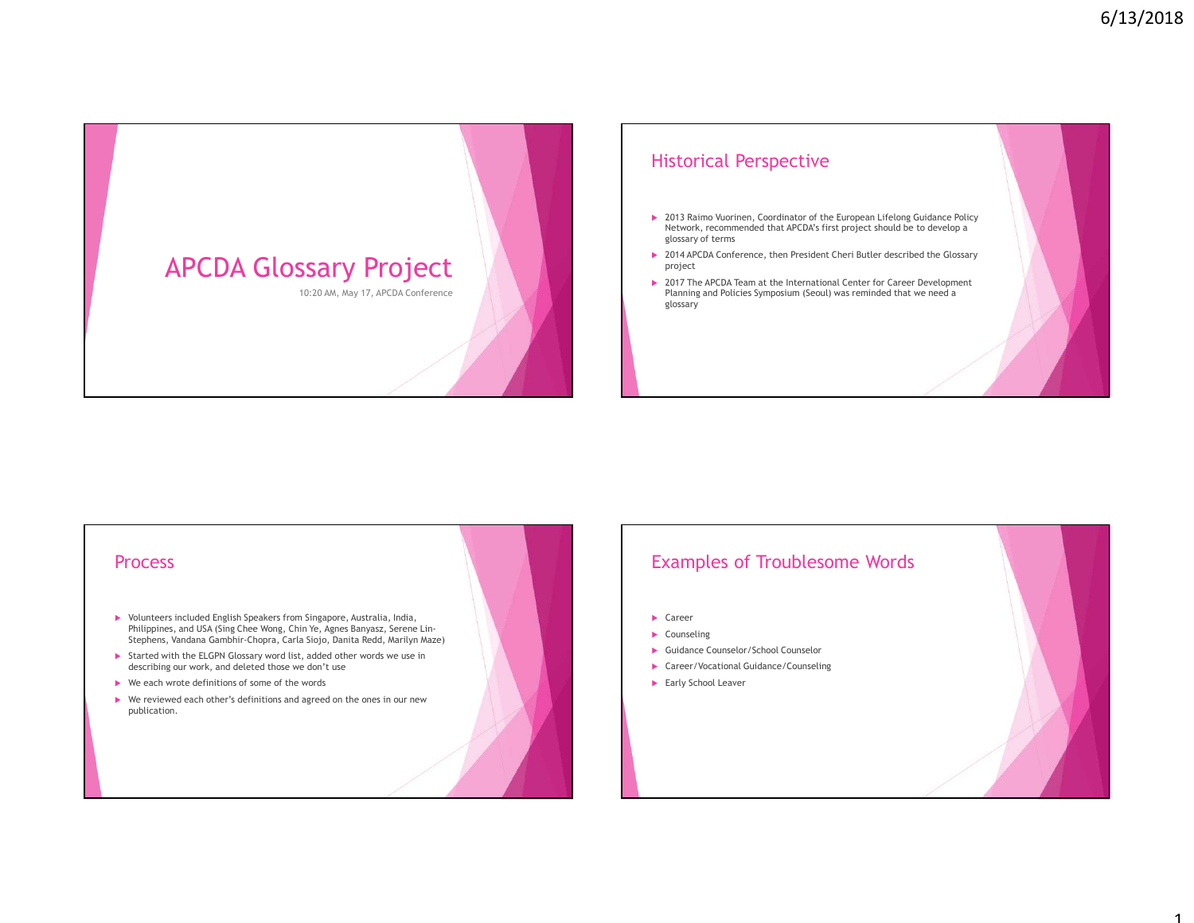# APCDA Glossary Project

10:20 AM, May 17, APCDA Conference

## Historical Perspective

- 2013 Raimo Vuorinen, Coordinator of the European Lifelong Guidance Policy Network, recommended that APCDA's first project should be to develop a glossary of terms
- 2014 APCDA Conference, then President Cheri Butler described the Glossary project
- 2017 The APCDA Team at the International Center for Career Development Planning and Policies Symposium (Seoul) was reminded that we need a glossary

## Process

- Volunteers included English Speakers from Singapore, Australia, India, Philippines, and USA (Sing Chee Wong, Chin Ye, Agnes Banyasz, Serene Lin-Stephens, Vandana Gambhir-Chopra, Carla Siojo, Danita Redd, Marilyn Maze)
- Started with the ELGPN Glossary word list, added other words we use in describing our work, and deleted those we don't use
- We each wrote definitions of some of the words
- We reviewed each other's definitions and agreed on the ones in our new publication.

## Examples of Troublesome Words

- Career
- Counseling
- Guidance Counselor/School Counselor
- Career/Vocational Guidance/Counseling
- Early School Leaver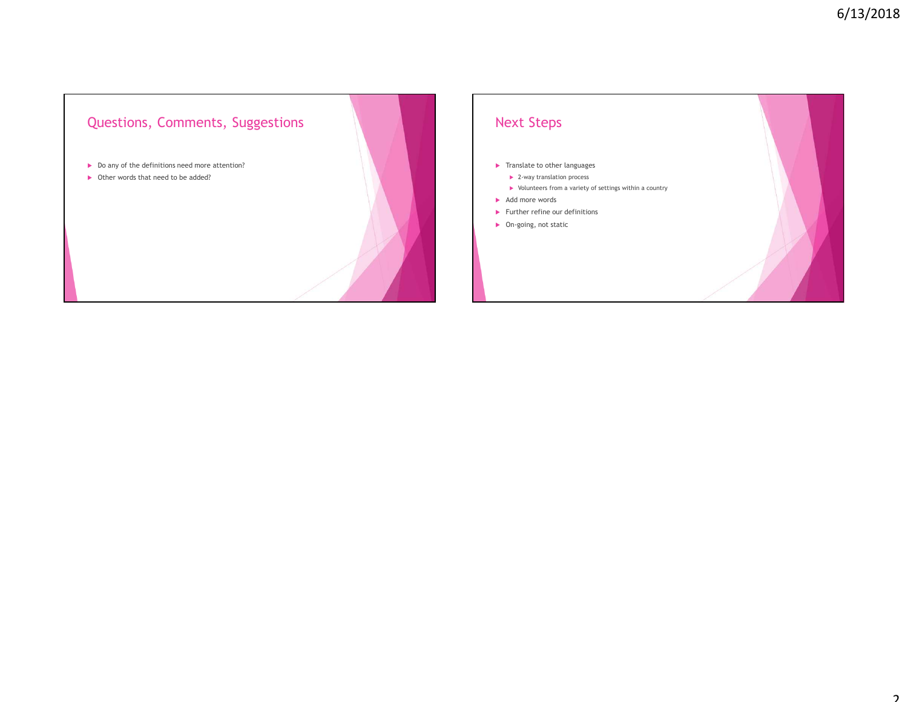## Questions, Comments, Suggestions

- Do any of the definitions need more attention?
- Other words that need to be added?

## Next Steps

- Translate to other languages
  - 2-way translation process
  - Volunteers from a variety of settings within a country
- Add more words
- Further refine our definitions
- On-going, not static